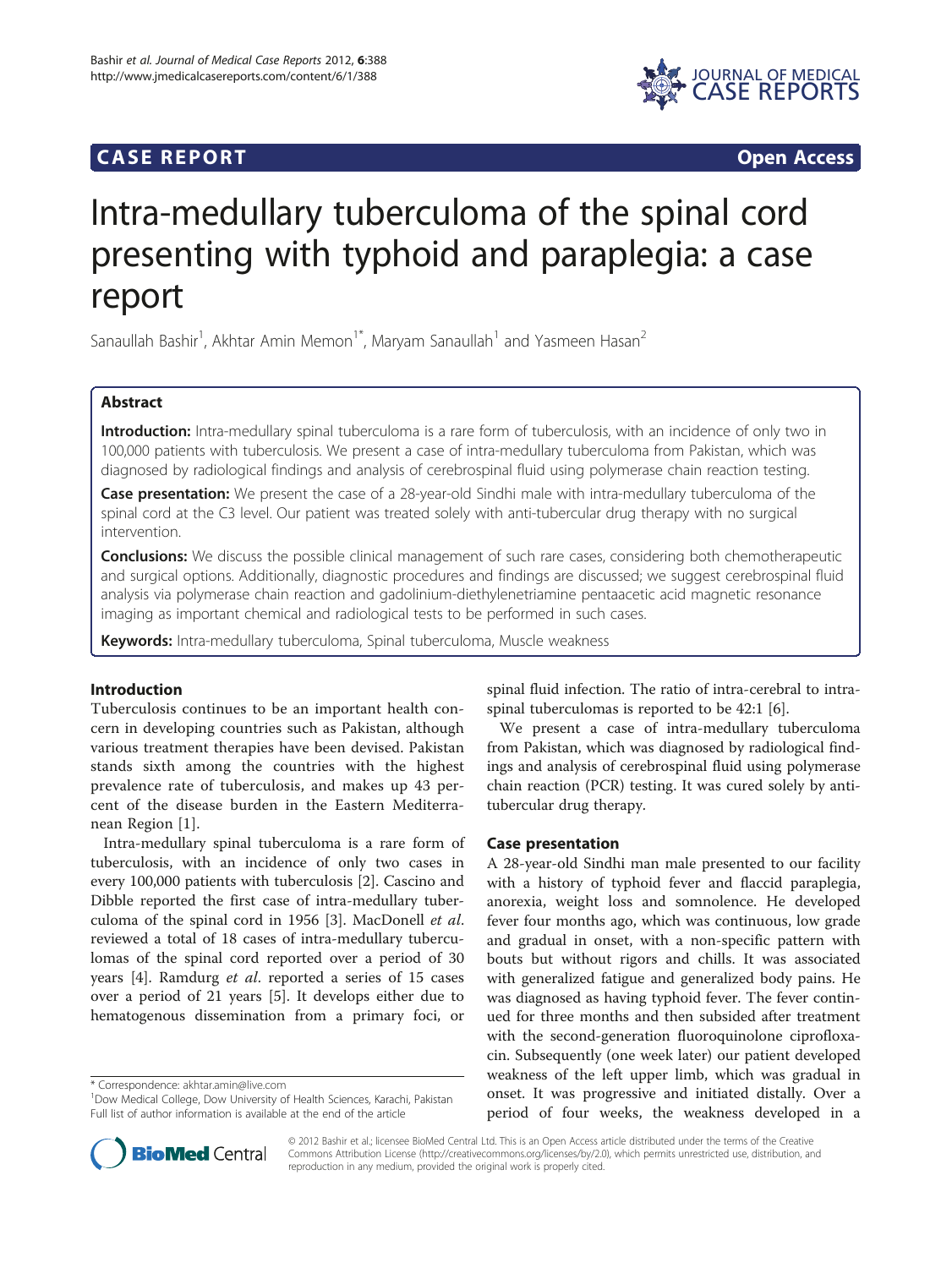**CASE REPORT** **Open Access**

# Intra-medullary tuberculoma of the spinal cord presenting with typhoid and paraplegia: a case report

Sanaullah Bashir[1], Akhtar Amin Memon[1*], Maryam Sanaullah[1] and Yasmeen Hasan[2]

## Abstract

**Introduction:** Intra-medullary spinal tuberculoma is a rare form of tuberculosis, with an incidence of only two in 100,000 patients with tuberculosis. We present a case of intra-medullary tuberculoma from Pakistan, which was diagnosed by radiological findings and analysis of cerebrospinal fluid using polymerase chain reaction testing.

**Case presentation:** We present the case of a 28-year-old Sindhi male with intra-medullary tuberculoma of the spinal cord at the C3 level. Our patient was treated solely with anti-tubercular drug therapy with no surgical intervention.

**Conclusions:** We discuss the possible clinical management of such rare cases, considering both chemotherapeutic and surgical options. Additionally, diagnostic procedures and findings are discussed; we suggest cerebrospinal fluid analysis via polymerase chain reaction and gadolinium-diethylenetriamine pentaacetic acid magnetic resonance imaging as important chemical and radiological tests to be performed in such cases.

**Keywords:** Intra-medullary tuberculoma, Spinal tuberculoma, Muscle weakness

## Introduction

Tuberculosis continues to be an important health concern in developing countries such as Pakistan, although various treatment therapies have been devised. Pakistan stands sixth among the countries with the highest prevalence rate of tuberculosis, and makes up 43 percent of the disease burden in the Eastern Mediterranean Region [1].

Intra-medullary spinal tuberculoma is a rare form of tuberculosis, with an incidence of only two cases in every 100,000 patients with tuberculosis [2]. Cascino and Dibble reported the first case of intra-medullary tuberculoma of the spinal cord in 1956 [3]. MacDonell *et al.* reviewed a total of 18 cases of intra-medullary tuberculomas of the spinal cord reported over a period of 30 years [4]. Ramdurg *et al.* reported a series of 15 cases over a period of 21 years [5]. It develops either due to hematogenous dissemination from a primary foci, or spinal fluid infection. The ratio of intra-cerebral to intra-spinal tuberculomas is reported to be 42:1 [6].

We present a case of intra-medullary tuberculoma from Pakistan, which was diagnosed by radiological findings and analysis of cerebrospinal fluid using polymerase chain reaction (PCR) testing. It was cured solely by anti-tubercular drug therapy.

## Case presentation

A 28-year-old Sindhi man male presented to our facility with a history of typhoid fever and flaccid paraplegia, anorexia, weight loss and somnolence. He developed fever four months ago, which was continuous, low grade and gradual in onset, with a non-specific pattern with bouts but without rigors and chills. It was associated with generalized fatigue and generalized body pains. He was diagnosed as having typhoid fever. The fever continued for three months and then subsided after treatment with the second-generation fluoroquinolone ciprofloxacin. Subsequently (one week later) our patient developed weakness of the left upper limb, which was gradual in onset. It was progressive and initiated distally. Over a period of four weeks, the weakness developed in a

\* Correspondence: akhtar.amin@live.com
[1]Dow Medical College, Dow University of Health Sciences, Karachi, Pakistan
Full list of author information is available at the end of the article

© 2012 Bashir et al.; licensee BioMed Central Ltd. This is an Open Access article distributed under the terms of the Creative Commons Attribution License (http://creativecommons.org/licenses/by/2.0), which permits unrestricted use, distribution, and reproduction in any medium, provided the original work is properly cited.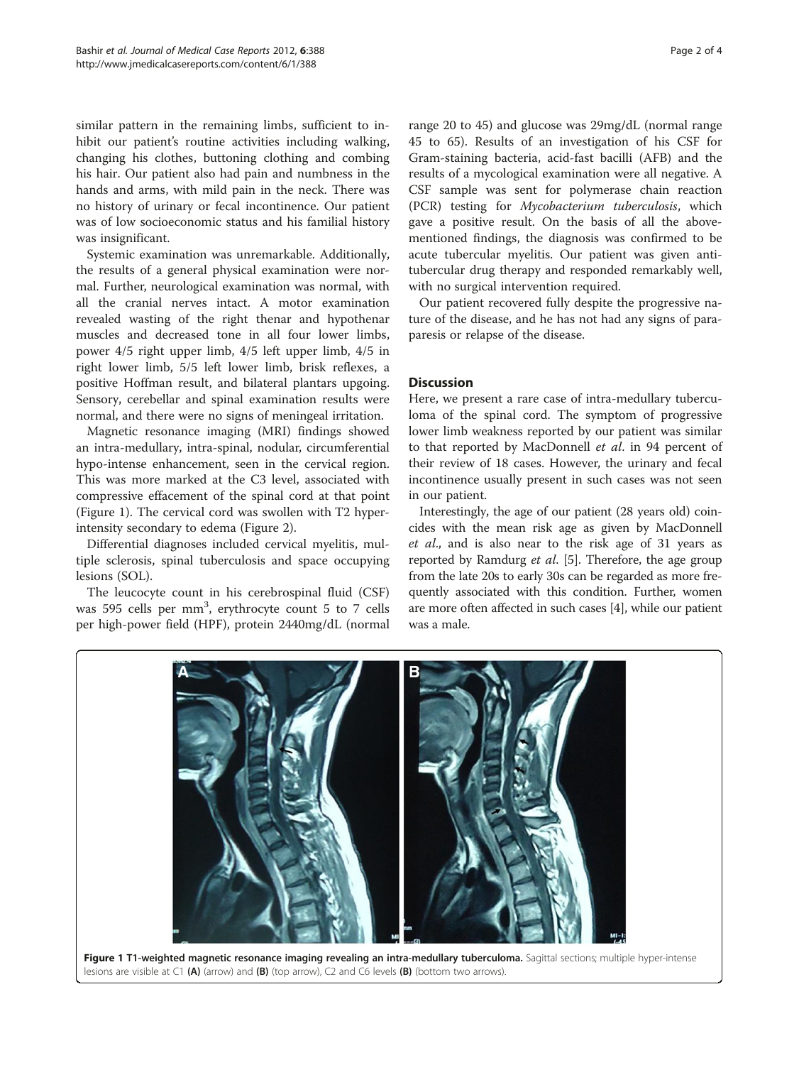similar pattern in the remaining limbs, sufficient to inhibit our patient's routine activities including walking, changing his clothes, buttoning clothing and combing his hair. Our patient also had pain and numbness in the hands and arms, with mild pain in the neck. There was no history of urinary or fecal incontinence. Our patient was of low socioeconomic status and his familial history was insignificant.

Systemic examination was unremarkable. Additionally, the results of a general physical examination were normal. Further, neurological examination was normal, with all the cranial nerves intact. A motor examination revealed wasting of the right thenar and hypothenar muscles and decreased tone in all four lower limbs, power 4/5 right upper limb, 4/5 left upper limb, 4/5 in right lower limb, 5/5 left lower limb, brisk reflexes, a positive Hoffman result, and bilateral plantars upgoing. Sensory, cerebellar and spinal examination results were normal, and there were no signs of meningeal irritation.

Magnetic resonance imaging (MRI) findings showed an intra-medullary, intra-spinal, nodular, circumferential hypo-intense enhancement, seen in the cervical region. This was more marked at the C3 level, associated with compressive effacement of the spinal cord at that point (Figure 1). The cervical cord was swollen with T2 hyper-intensity secondary to edema (Figure 2).

Differential diagnoses included cervical myelitis, multiple sclerosis, spinal tuberculosis and space occupying lesions (SOL).

The leucocyte count in his cerebrospinal fluid (CSF) was 595 cells per $mm^3$, erythrocyte count 5 to 7 cells per high-power field (HPF), protein 2440mg/dL (normal range 20 to 45) and glucose was 29mg/dL (normal range 45 to 65). Results of an investigation of his CSF for Gram-staining bacteria, acid-fast bacilli (AFB) and the results of a mycological examination were all negative. A CSF sample was sent for polymerase chain reaction (PCR) testing for *Mycobacterium tuberculosis*, which gave a positive result. On the basis of all the above-mentioned findings, the diagnosis was confirmed to be acute tubercular myelitis. Our patient was given anti-tubercular drug therapy and responded remarkably well, with no surgical intervention required.

Our patient recovered fully despite the progressive nature of the disease, and he has not had any signs of paraparesis or relapse of the disease.

## Discussion

Here, we present a rare case of intra-medullary tuberculoma of the spinal cord. The symptom of progressive lower limb weakness reported by our patient was similar to that reported by MacDonnell *et al*. in 94 percent of their review of 18 cases. However, the urinary and fecal incontinence usually present in such cases was not seen in our patient.

Interestingly, the age of our patient (28 years old) coincides with the mean risk age as given by MacDonnell *et al*., and is also near to the risk age of 31 years as reported by Ramdurg *et al*. [5]. Therefore, the age group from the late 20s to early 30s can be regarded as more frequently associated with this condition. Further, women are more often affected in such cases [4], while our patient was a male.

**Figure 1 T1-weighted magnetic resonance imaging revealing an intra-medullary tuberculoma.** Sagittal sections; multiple hyper-intense lesions are visible at C1 **(A)** (arrow) and **(B)** (top arrow), C2 and C6 levels **(B)** (bottom two arrows).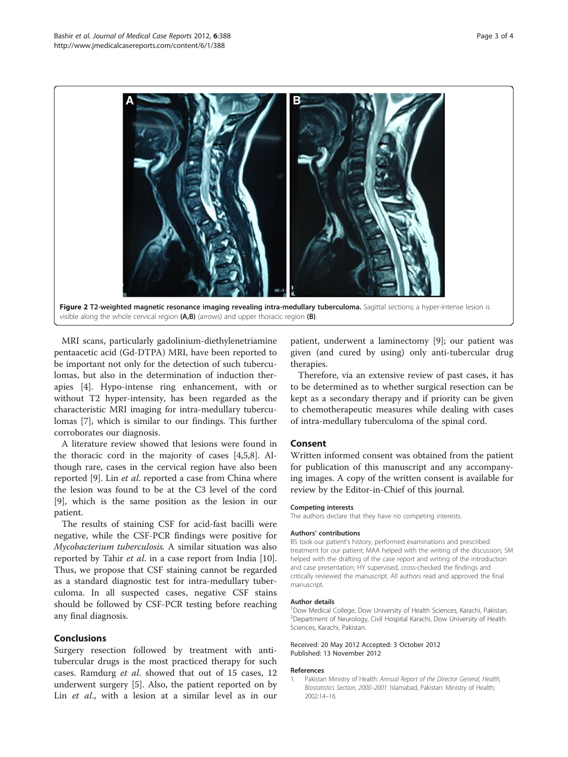**Figure 2 T2-weighted magnetic resonance imaging revealing intra-medullary tuberculoma.** Sagittal sections; a hyper-intense lesion is visible along the whole cervical region **(A,B)** (arrows) and upper thoracic region **(B)**.

MRI scans, particularly gadolinium-diethylenetriamine pentaacetic acid (Gd-DTPA) MRI, have been reported to be important not only for the detection of such tuberculomas, but also in the determination of induction therapies [4]. Hypo-intense ring enhancement, with or without T2 hyper-intensity, has been regarded as the characteristic MRI imaging for intra-medullary tuberculomas [7], which is similar to our findings. This further corroborates our diagnosis.

A literature review showed that lesions were found in the thoracic cord in the majority of cases [4,5,8]. Although rare, cases in the cervical region have also been reported [9]. Lin *et al*. reported a case from China where the lesion was found to be at the C3 level of the cord [9], which is the same position as the lesion in our patient.

The results of staining CSF for acid-fast bacilli were negative, while the CSF-PCR findings were positive for *Mycobacterium tuberculosis*. A similar situation was also reported by Tahir *et al*. in a case report from India [10]. Thus, we propose that CSF staining cannot be regarded as a standard diagnostic test for intra-medullary tuberculoma. In all suspected cases, negative CSF stains should be followed by CSF-PCR testing before reaching any final diagnosis.

## Conclusions

Surgery resection followed by treatment with anti-tubercular drugs is the most practiced therapy for such cases. Ramdurg *et al*. showed that out of 15 cases, 12 underwent surgery [5]. Also, the patient reported on by Lin *et al*., with a lesion at a similar level as in our patient, underwent a laminectomy [9]; our patient was given (and cured by using) only anti-tubercular drug therapies.

Therefore, via an extensive review of past cases, it has to be determined as to whether surgical resection can be kept as a secondary therapy and if priority can be given to chemotherapeutic measures while dealing with cases of intra-medullary tuberculoma of the spinal cord.

## Consent

Written informed consent was obtained from the patient for publication of this manuscript and any accompanying images. A copy of the written consent is available for review by the Editor-in-Chief of this journal.

#### Competing interests

The authors declare that they have no competing interests.

#### Authors' contributions

BS took our patient's history, performed examinations and prescribed treatment for our patient; MAA helped with the writing of the discussion; SM helped with the drafting of the case report and writing of the introduction and case presentation; HY supervised, cross-checked the findings and critically reviewed the manuscript. All authors read and approved the final manuscript.

#### Author details

[1]Dow Medical College, Dow University of Health Sciences, Karachi, Pakistan. [2]Department of Neurology, Civil Hospital Karachi, Dow University of Health Sciences, Karachi, Pakistan.

Received: 20 May 2012 Accepted: 3 October 2012
Published: 13 November 2012

#### References

1. Pakistan Ministry of Health: *Annual Report of the Director General, Health, Biostatistics Section, 2000–2001*. Islamabad, Pakistan: Ministry of Health; 2002:14–16.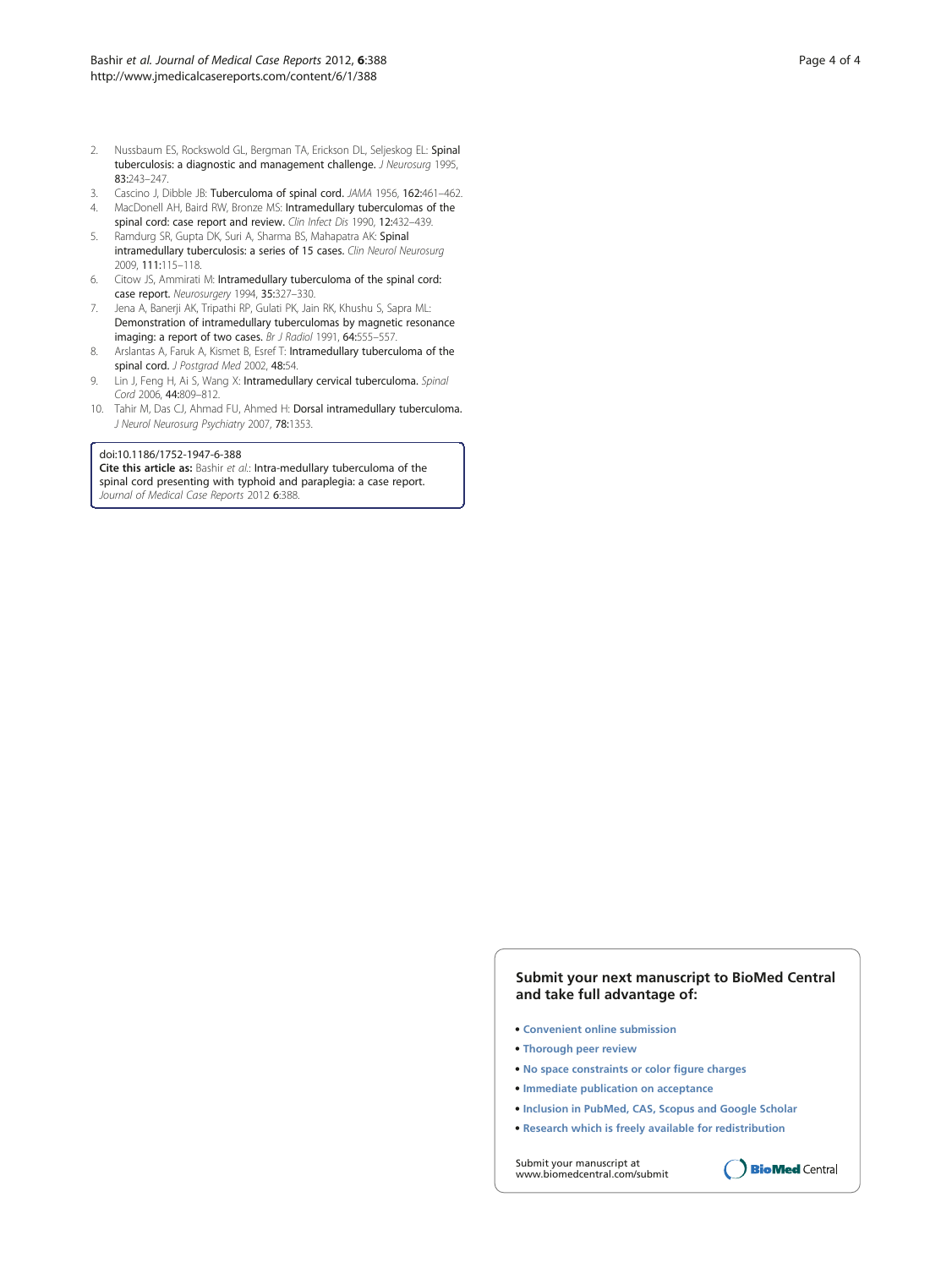2. Nussbaum ES, Rockswold GL, Bergman TA, Erickson DL, Seljeskog EL: **Spinal tuberculosis: a diagnostic and management challenge.** *J Neurosurg* 1995, **83**:243–247.
3. Cascino J, Dibble JB: **Tuberculoma of spinal cord.** *JAMA* 1956, **162**:461–462.
4. MacDonell AH, Baird RW, Bronze MS: **Intramedullary tuberculomas of the spinal cord: case report and review.** *Clin Infect Dis* 1990, **12**:432–439.
5. Ramdurg SR, Gupta DK, Suri A, Sharma BS, Mahapatra AK: **Spinal intramedullary tuberculosis: a series of 15 cases.** *Clin Neurol Neurosurg* 2009, **111**:115–118.
6. Citow JS, Ammirati M: **Intramedullary tuberculoma of the spinal cord: case report.** *Neurosurgery* 1994, **35**:327–330.
7. Jena A, Banerji AK, Tripathi RP, Gulati PK, Jain RK, Khushu S, Sapra ML: **Demonstration of intramedullary tuberculomas by magnetic resonance imaging: a report of two cases.** *Br J Radiol* 1991, **64**:555–557.
8. Arslantas A, Faruk A, Kismet B, Esref T: **Intramedullary tuberculoma of the spinal cord.** *J Postgrad Med* 2002, **48**:54.
9. Lin J, Feng H, Ai S, Wang X: **Intramedullary cervical tuberculoma.** *Spinal Cord* 2006, **44**:809–812.
10. Tahir M, Das CJ, Ahmad FU, Ahmed H: **Dorsal intramedullary tuberculoma.** *J Neurol Neurosurg Psychiatry* 2007, **78**:1353.

doi:10.1186/1752-1947-6-388

**Cite this article as:** Bashir *et al.*: Intra-medullary tuberculoma of the spinal cord presenting with typhoid and paraplegia: a case report. *Journal of Medical Case Reports* 2012 **6**:388.

**Submit your next manuscript to BioMed Central and take full advantage of:**

- Convenient online submission
- Thorough peer review
- No space constraints or color figure charges
- Immediate publication on acceptance
- Inclusion in PubMed, CAS, Scopus and Google Scholar
- Research which is freely available for redistribution

Submit your manuscript at www.biomedcentral.com/submit

BioMed Central